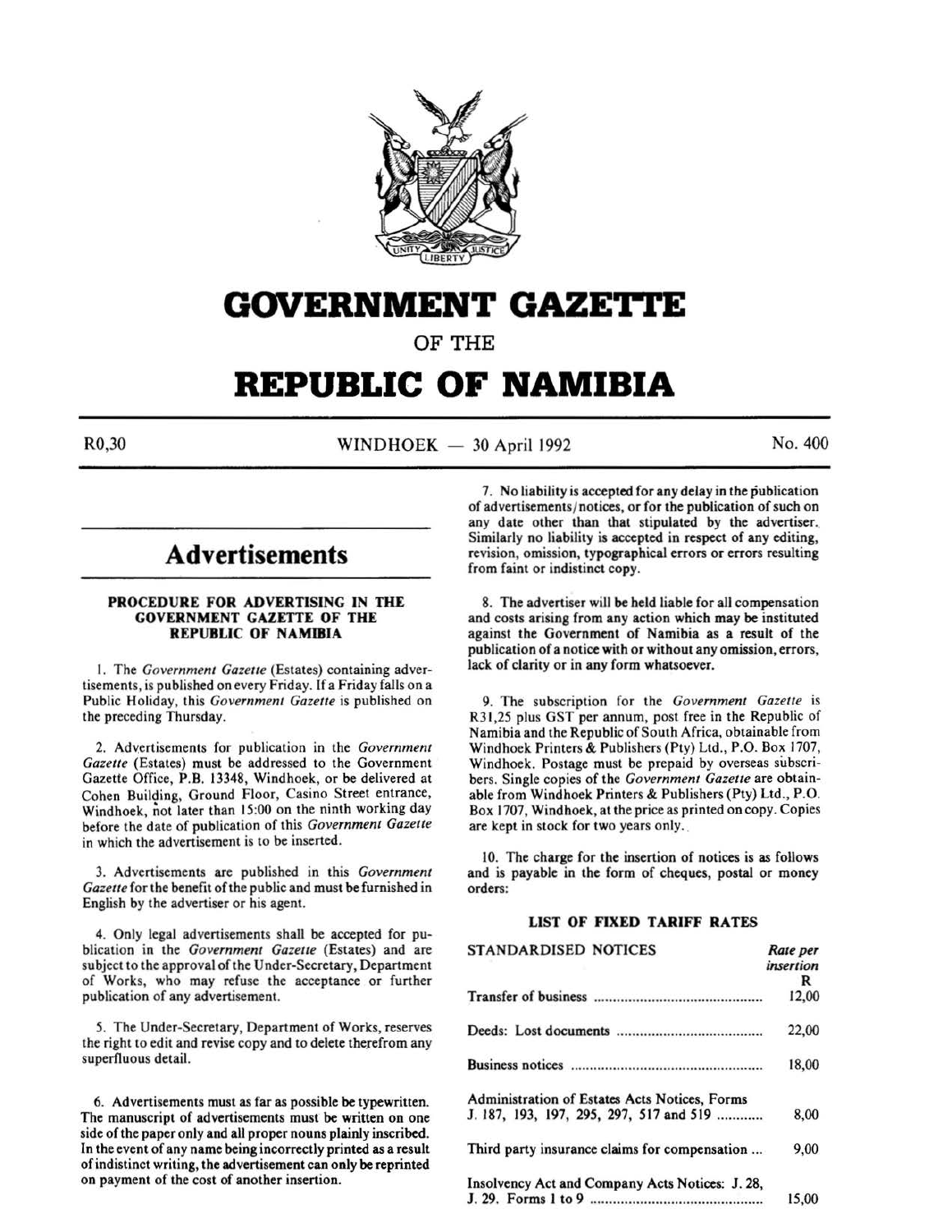# GOVERNMENT GAZETTE

OF THE

# REPUBLIC OF NAMIBIA

R0,30 WINDHOEK — 30 April 1992 No. 400

## Advertisements

### PROCEDURE FOR ADVERTISING IN THE GOVERNMENT GAZETTE OF THE REPUBLIC OF NAMIBIA

1. The *Government Gazette* (Estates) containing advertisements, is published on every Friday. If a Friday falls on a Public Holiday, this *Government Gazette* is published on the preceding Thursday.

2. Advertisements for publication in the *Government Gazette* (Estates) must be addressed to the Government Gazette Office, P.B. 13348, Windhoek, or be delivered at Cohen Building, Ground Floor, Casino Street entrance, Windhoek, not later than 15:00 on the ninth working day before the date of publication of this *Government Gazette* in which the advertisement is to be inserted.

3. Advertisements are published in this *Government Gazette* for the benefit of the public and must be furnished in English by the advertiser or his agent.

4. Only legal advertisements shall be accepted for publication in the *Government Gazette* (Estates) and are subject to the approval of the Under-Secretary, Department of Works, who may refuse the acceptance or further publication of any advertisement.

5. The Under-Secretary, Department of Works, reserves the right to edit and revise copy and to delete therefrom any superfluous detail.

6. Advertisements must as far as possible be typewritten. The manuscript of advertisements must be written on one side of the paper only and all proper nouns plainly inscribed. In the event of any name being incorrectly printed as a result of indistinct writing, the advertisement can only be reprinted on payment of the cost of another insertion.

7. No liability is accepted for any delay in the publication of advertisements/notices, or for the publication of such on any date other than that stipulated by the advertiser. Similarly no liability is accepted in respect of any editing, revision, omission, typographical errors or errors resulting from faint or indistinct copy.

8. The advertiser will be held liable for all compensation and costs arising from any action which may be instituted against the Government of Namibia as a result of the publication of a notice with or without any omission, errors, lack of clarity or in any form whatsoever.

9. The subscription for the *Government Gazette* is R31,25 plus GST per annum, post free in the Republic of Namibia and the Republic of South Africa, obtainable from Windhoek Printers & Publishers (Pty) Ltd., P.O. Box 1707, Windhoek. Postage must be prepaid by overseas subscribers. Single copies of the *Government Gazette* are obtainable from Windhoek Printers & Publishers (Pty) Ltd., P.O. Box 1707, Windhoek, at the price as printed on copy. Copies are kept in stock for two years only.

10. The charge for the insertion of notices is as follows and is payable in the form of cheques, postal or money orders:

### LIST OF FIXED TARIFF RATES

| STANDARDISED NOTICES | *Rate per insertion* R |
|---|---|
| Transfer of business | 12,00 |
| Deeds: Lost documents | 22,00 |
| Business notices | 18,00 |
| Administration of Estates Acts Notices, Forms J. 187, 193, 197, 295, 297, 517 and 519 | 8,00 |
| Third party insurance claims for compensation | 9,00 |
| Insolvency Act and Company Acts Notices: J. 28, J. 29. Forms 1 to 9 | 15,00 |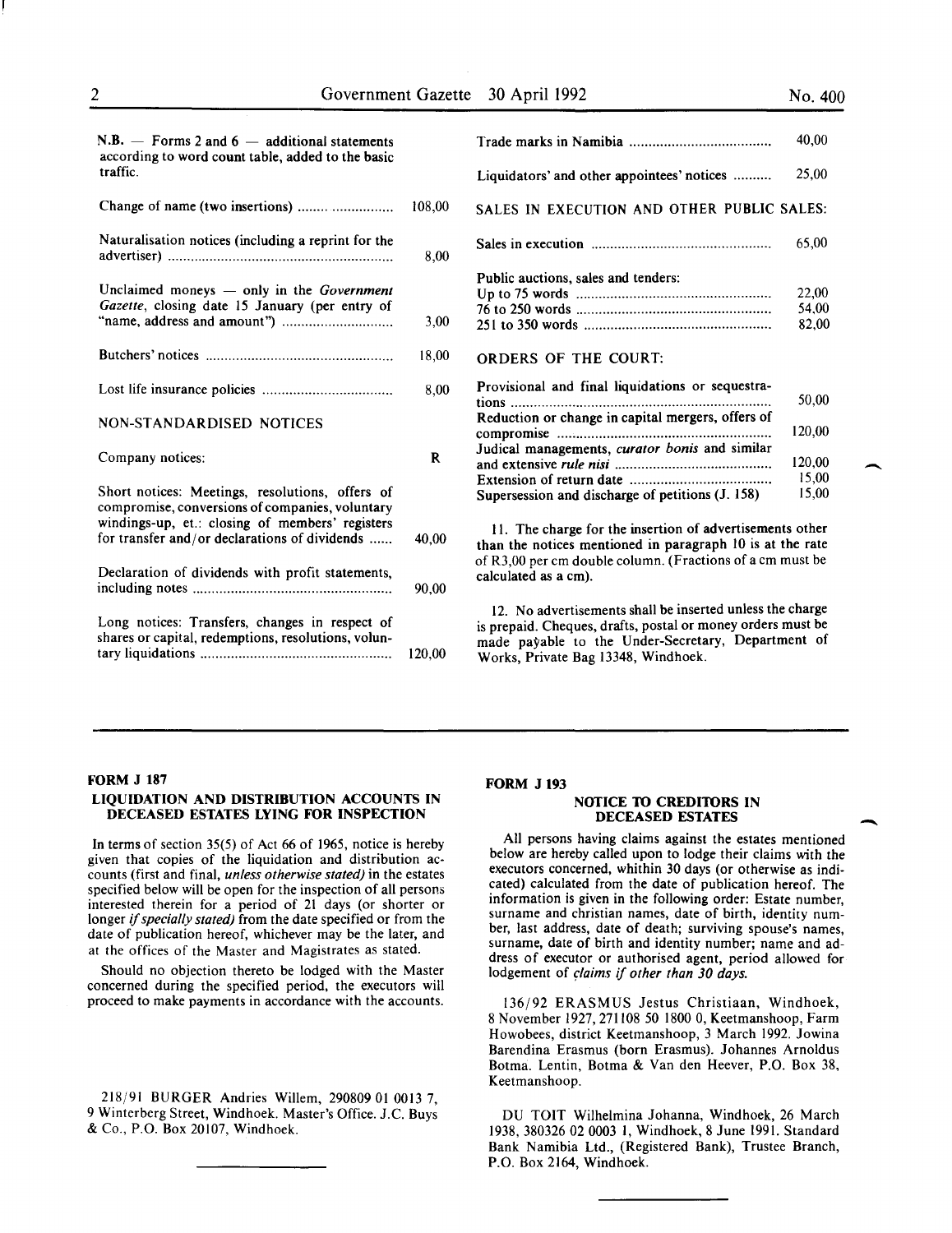N.B. — Forms 2 and 6 — additional statements according to word count table, added to the basic traffic.

| | |
|---|---|
| Change of name (two insertions) | 108,00 |
| Naturalisation notices (including a reprint for the advertiser) | 8,00 |
| Unclaimed moneys — only in the *Government Gazette*, closing date 15 January (per entry of "name, address and amount") | 3,00 |
| Butchers' notices | 18,00 |
| Lost life insurance policies | 8,00 |

NON-STANDARDISED NOTICES

| | |
|---|---|
| Company notices: | R |
| Short notices: Meetings, resolutions, offers of compromise, conversions of companies, voluntary windings-up, et.: closing of members' registers for transfer and/or declarations of dividends | 40,00 |
| Declaration of dividends with profit statements, including notes | 90,00 |
| Long notices: Transfers, changes in respect of shares or capital, redemptions, resolutions, voluntary liquidations | 120,00 |
| Trade marks in Namibia | 40,00 |
| Liquidators' and other appointees' notices | 25,00 |

SALES IN EXECUTION AND OTHER PUBLIC SALES:

| | |
|---|---|
| Sales in execution | 65,00 |
| Public auctions, sales and tenders: | |
| Up to 75 words | 22,00 |
| 76 to 250 words | 54,00 |
| 251 to 350 words | 82,00 |

ORDERS OF THE COURT:

| | |
|---|---|
| Provisional and final liquidations or sequestrations | 50,00 |
| Reduction or change in capital mergers, offers of compromise | 120,00 |
| Judical managements, *curator bonis* and similar and extensive *rule nisi* | 120,00 |
| Extension of return date | 15,00 |
| Supersession and discharge of petitions (J. 158) | 15,00 |

11. The charge for the insertion of advertisements other than the notices mentioned in paragraph 10 is at the rate of R3,00 per cm double column. (Fractions of a cm must be calculated as a cm).

12. No advertisements shall be inserted unless the charge is prepaid. Cheques, drafts, postal or money orders must be made payable to the Under-Secretary, Department of Works, Private Bag 13348, Windhoek.

---

## FORM J 187

### LIQUIDATION AND DISTRIBUTION ACCOUNTS IN DECEASED ESTATES LYING FOR INSPECTION

In terms of section 35(5) of Act 66 of 1965, notice is hereby given that copies of the liquidation and distribution accounts (first and final, *unless otherwise stated)* in the estates specified below will be open for the inspection of all persons interested therein for a period of 21 days (or shorter or longer *if specially stated)* from the date specified or from the date of publication hereof, whichever may be the later, and at the offices of the Master and Magistrates as stated.

Should no objection thereto be lodged with the Master concerned during the specified period, the executors will proceed to make payments in accordance with the accounts.

218/91 BURGER Andries Willem, 290809 01 0013 7, 9 Winterberg Street, Windhoek. Master's Office. J.C. Buys & Co., P.O. Box 20107, Windhoek.

---

## FORM J 193

### NOTICE TO CREDITORS IN DECEASED ESTATES

All persons having claims against the estates mentioned below are hereby called upon to lodge their claims with the executors concerned, whithin 30 days (or otherwise as indicated) calculated from the date of publication hereof. The information is given in the following order: Estate number, surname and christian names, date of birth, identity number, last address, date of death; surviving spouse's names, surname, date of birth and identity number; name and address of executor or authorised agent, period allowed for lodgement of *claims if other than 30 days.*

136/92 ERASMUS Jestus Christiaan, Windhoek, 8 November 1927, 271108 50 1800 0, Keetmanshoop, Farm Howobees, district Keetmanshoop, 3 March 1992. Jowina Barendina Erasmus (born Erasmus). Johannes Arnoldus Botma. Lentin, Botma & Van den Heever, P.O. Box 38, Keetmanshoop.

DU TOIT Wilhelmina Johanna, Windhoek, 26 March 1938, 380326 02 0003 1, Windhoek, 8 June 1991. Standard Bank Namibia Ltd., (Registered Bank), Trustee Branch, P.O. Box 2164, Windhoek.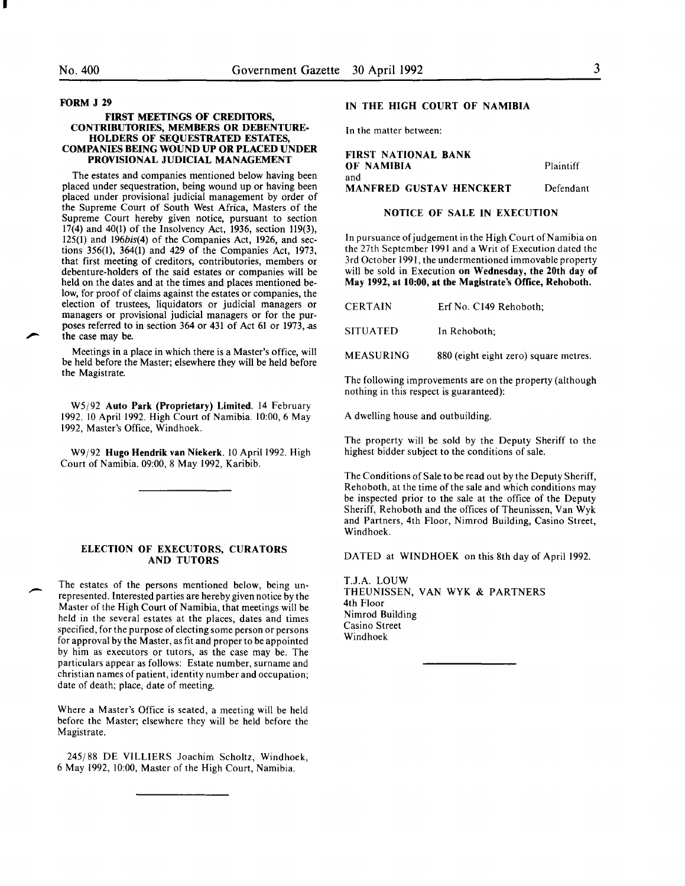**FORM J 29**

**FIRST MEETINGS OF CREDITORS, CONTRIBUTORIES, MEMBERS OR DEBENTURE-HOLDERS OF SEQUESTRATED ESTATES, COMPANIES BEING WOUND UP OR PLACED UNDER PROVISIONAL JUDICIAL MANAGEMENT**

The estates and companies mentioned below having been placed under sequestration, being wound up or having been placed under provisional judicial management by order of the Supreme Court of South West Africa, Masters of the Supreme Court hereby given notice, pursuant to section 17(4) and 40(1) of the Insolvency Act, 1936, section 119(3), 125(1) and 196*bis*(4) of the Companies Act, 1926, and sections 356(1), 364(1) and 429 of the Companies Act, 1973, that first meeting of creditors, contributories, members or debenture-holders of the said estates or companies will be held on the dates and at the times and places mentioned below, for proof of claims against the estates or companies, the election of trustees, liquidators or judicial managers or managers or provisional judicial managers or for the purposes referred to in section 364 or 431 of Act 61 or 1973, as the case may be.

Meetings in a place in which there is a Master's office, will be held before the Master; elsewhere they will be held before the Magistrate.

W5/92 **Auto Park (Proprietary) Limited.** 14 February 1992. 10 April 1992. High Court of Namibia. 10:00, 6 May 1992, Master's Office, Windhoek.

W9/92 **Hugo Hendrik van Niekerk.** 10 April 1992. High Court of Namibia. 09:00, 8 May 1992, Karibib.

---

**ELECTION OF EXECUTORS, CURATORS AND TUTORS**

The estates of the persons mentioned below, being unrepresented. Interested parties are hereby given notice by the Master of the High Court of Namibia, that meetings will be held in the several estates at the places, dates and times specified, for the purpose of electing some person or persons for approval by the Master, as fit and proper to be appointed by him as executors or tutors, as the case may be. The particulars appear as follows: Estate number, surname and christian names of patient, identity number and occupation; date of death; place, date of meeting.

Where a Master's Office is seated, a meeting will be held before the Master; elsewhere they will be held before the Magistrate.

245/88 DE VILLIERS Joachim Scholtz, Windhoek, 6 May 1992, 10:00, Master of the High Court, Namibia.

---

**IN THE HIGH COURT OF NAMIBIA**

In the matter between:

**FIRST NATIONAL BANK OF NAMIBIA** — Plaintiff

and

**MANFRED GUSTAV HENCKERT** — Defendant

**NOTICE OF SALE IN EXECUTION**

In pursuance of judgement in the High Court of Namibia on the 27th September 1991 and a Writ of Execution dated the 3rd October 1991, the undermentioned immovable property will be sold in Execution **on Wednesday, the 20th day of May 1992, at 10:00, at the Magistrate's Office, Rehoboth.**

CERTAIN — Erf No. C149 Rehoboth;

SITUATED — In Rehoboth;

MEASURING — 880 (eight eight zero) square metres.

The following improvements are on the property (although nothing in this respect is guaranteed):

A dwelling house and outbuilding.

The property will be sold by the Deputy Sheriff to the highest bidder subject to the conditions of sale.

The Conditions of Sale to be read out by the Deputy Sheriff, Rehoboth, at the time of the sale and which conditions may be inspected prior to the sale at the office of the Deputy Sheriff, Rehoboth and the offices of Theunissen, Van Wyk and Partners, 4th Floor, Nimrod Building, Casino Street, Windhoek.

DATED at WINDHOEK on this 8th day of April 1992.

T.J.A. LOUW
THEUNISSEN, VAN WYK & PARTNERS
4th Floor
Nimrod Building
Casino Street
Windhoek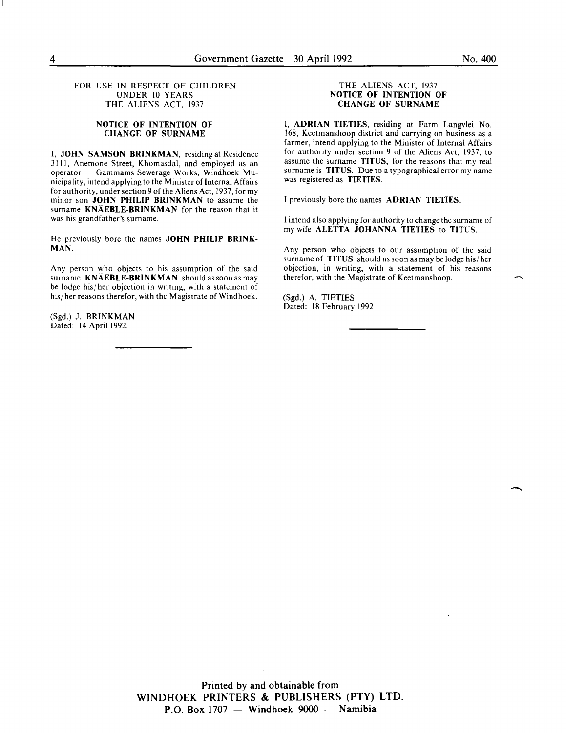FOR USE IN RESPECT OF CHILDREN UNDER 10 YEARS
THE ALIENS ACT, 1937

**NOTICE OF INTENTION OF CHANGE OF SURNAME**

I, **JOHN SAMSON BRINKMAN**, residing at Residence 3111, Anemone Street, Khomasdal, and employed as an operator — Gammams Sewerage Works, Windhoek Municipality, intend applying to the Minister of Internal Affairs for authority, under section 9 of the Aliens Act, 1937, for my minor son **JOHN PHILIP BRINKMAN** to assume the surname **KNÄEBLE-BRINKMAN** for the reason that it was his grandfather's surname.

He previously bore the names **JOHN PHILIP BRINKMAN**.

Any person who objects to his assumption of the said surname **KNÄEBLE-BRINKMAN** should as soon as may be lodge his/her objection in writing, with a statement of his/her reasons therefor, with the Magistrate of Windhoek.

(Sgd.) J. BRINKMAN
Dated: 14 April 1992.

---

THE ALIENS ACT, 1937
**NOTICE OF INTENTION OF CHANGE OF SURNAME**

I, **ADRIAN TIETIES**, residing at Farm Langvlei No. 168, Keetmanshoop district and carrying on business as a farmer, intend applying to the Minister of Internal Affairs for authority under section 9 of the Aliens Act, 1937, to assume the surname **TITUS**, for the reasons that my real surname is **TITUS**. Due to a typographical error my name was registered as **TIETIES**.

I previously bore the names **ADRIAN TIETIES**.

I intend also applying for authority to change the surname of my wife **ALETTA JOHANNA TIETIES** to **TITUS**.

Any person who objects to our assumption of the said surname of **TITUS** should as soon as may be lodge his/her objection, in writing, with a statement of his reasons therefor, with the Magistrate of Keetmanshoop.

(Sgd.) A. TIETIES
Dated: 18 February 1992

---

Printed by and obtainable from
WINDHOEK PRINTERS & PUBLISHERS (PTY) LTD.
P.O. Box 1707 — Windhoek 9000 — Namibia